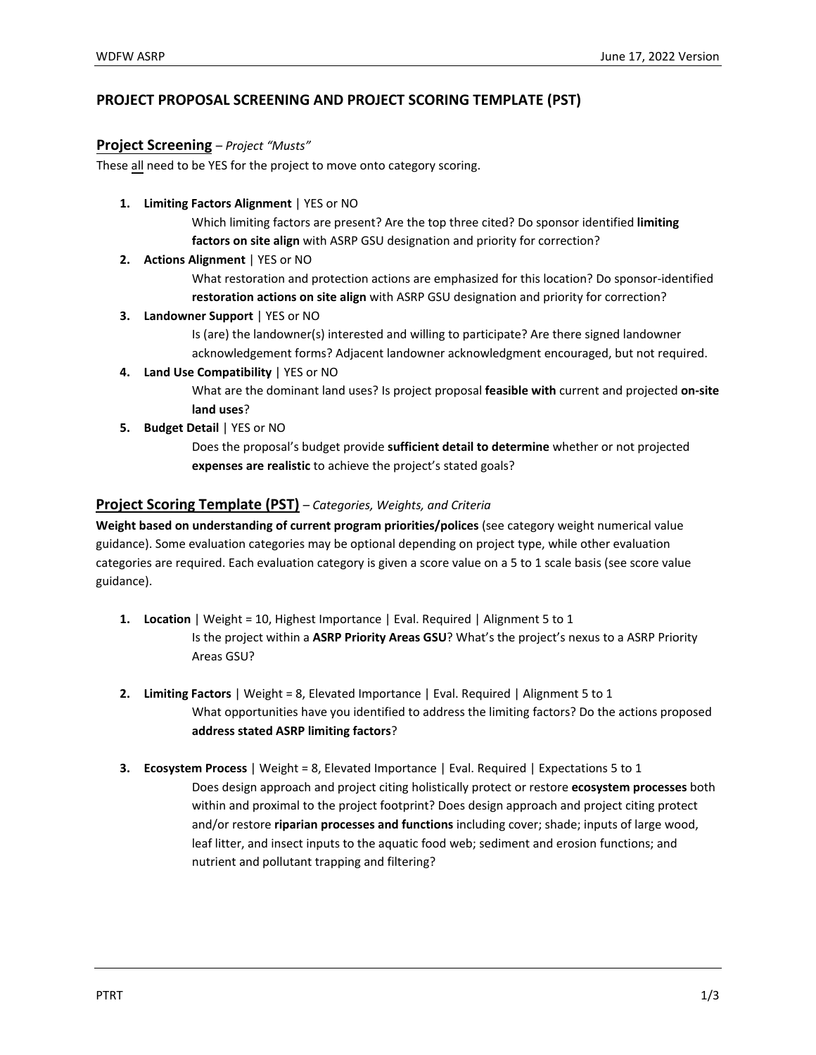# PROJECT PROPOSAL SCREENING AND PROJECT SCORING TEMPLATE (PST)

## Project Screening – *Project "Musts"*

These all need to be YES for the project to move onto category scoring.

1. **Limiting Factors Alignment** | YES or NO

   Which limiting factors are present? Are the top three cited? Do sponsor identified **limiting factors on site align** with ASRP GSU designation and priority for correction?

2. **Actions Alignment** | YES or NO

   What restoration and protection actions are emphasized for this location? Do sponsor-identified **restoration actions on site align** with ASRP GSU designation and priority for correction?

3. **Landowner Support** | YES or NO

   Is (are) the landowner(s) interested and willing to participate? Are there signed landowner acknowledgement forms? Adjacent landowner acknowledgment encouraged, but not required.

4. **Land Use Compatibility** | YES or NO

   What are the dominant land uses? Is project proposal **feasible with** current and projected **on-site land uses**?

5. **Budget Detail** | YES or NO

   Does the proposal's budget provide **sufficient detail to determine** whether or not projected **expenses are realistic** to achieve the project's stated goals?

## Project Scoring Template (PST) – *Categories, Weights, and Criteria*

**Weight based on understanding of current program priorities/polices** (see category weight numerical value guidance). Some evaluation categories may be optional depending on project type, while other evaluation categories are required. Each evaluation category is given a score value on a 5 to 1 scale basis (see score value guidance).

1. **Location** | Weight = 10, Highest Importance | Eval. Required | Alignment 5 to 1

   Is the project within a **ASRP Priority Areas GSU**? What's the project's nexus to a ASRP Priority Areas GSU?

2. **Limiting Factors** | Weight = 8, Elevated Importance | Eval. Required | Alignment 5 to 1

   What opportunities have you identified to address the limiting factors? Do the actions proposed **address stated ASRP limiting factors**?

3. **Ecosystem Process** | Weight = 8, Elevated Importance | Eval. Required | Expectations 5 to 1

   Does design approach and project citing holistically protect or restore **ecosystem processes** both within and proximal to the project footprint? Does design approach and project citing protect and/or restore **riparian processes and functions** including cover; shade; inputs of large wood, leaf litter, and insect inputs to the aquatic food web; sediment and erosion functions; and nutrient and pollutant trapping and filtering?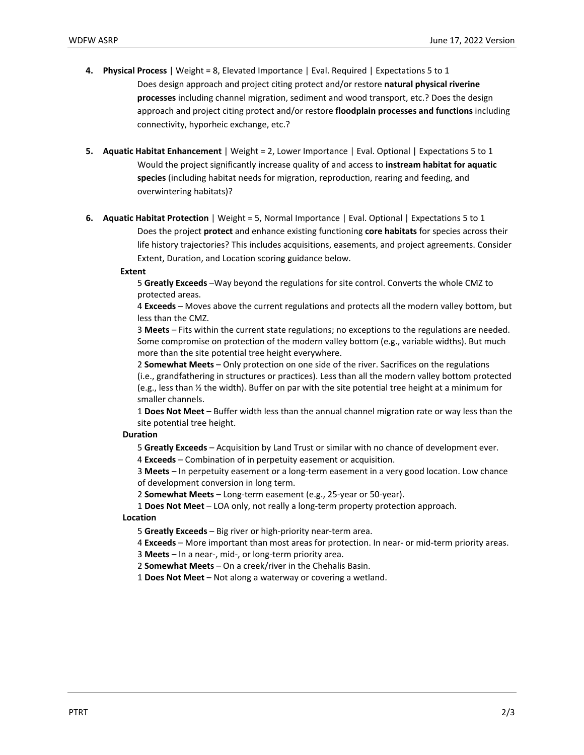4. **Physical Process** | Weight = 8, Elevated Importance | Eval. Required | Expectations 5 to 1

   Does design approach and project citing protect and/or restore **natural physical riverine processes** including channel migration, sediment and wood transport, etc.? Does the design approach and project citing protect and/or restore **floodplain processes and functions** including connectivity, hyporheic exchange, etc.?

5. **Aquatic Habitat Enhancement** | Weight = 2, Lower Importance | Eval. Optional | Expectations 5 to 1

   Would the project significantly increase quality of and access to **instream habitat for aquatic species** (including habitat needs for migration, reproduction, rearing and feeding, and overwintering habitats)?

6. **Aquatic Habitat Protection** | Weight = 5, Normal Importance | Eval. Optional | Expectations 5 to 1

   Does the project **protect** and enhance existing functioning **core habitats** for species across their life history trajectories? This includes acquisitions, easements, and project agreements. Consider Extent, Duration, and Location scoring guidance below.

**Extent**

5 **Greatly Exceeds** –Way beyond the regulations for site control. Converts the whole CMZ to protected areas.

4 **Exceeds** – Moves above the current regulations and protects all the modern valley bottom, but less than the CMZ.

3 **Meets** – Fits within the current state regulations; no exceptions to the regulations are needed. Some compromise on protection of the modern valley bottom (e.g., variable widths). But much more than the site potential tree height everywhere.

2 **Somewhat Meets** – Only protection on one side of the river. Sacrifices on the regulations (i.e., grandfathering in structures or practices). Less than all the modern valley bottom protected (e.g., less than ½ the width). Buffer on par with the site potential tree height at a minimum for smaller channels.

1 **Does Not Meet** – Buffer width less than the annual channel migration rate or way less than the site potential tree height.

**Duration**

5 **Greatly Exceeds** – Acquisition by Land Trust or similar with no chance of development ever.

4 **Exceeds** – Combination of in perpetuity easement or acquisition.

3 **Meets** – In perpetuity easement or a long-term easement in a very good location. Low chance of development conversion in long term.

2 **Somewhat Meets** – Long-term easement (e.g., 25-year or 50-year).

1 **Does Not Meet** – LOA only, not really a long-term property protection approach.

**Location**

5 **Greatly Exceeds** – Big river or high-priority near-term area.

4 **Exceeds** – More important than most areas for protection. In near- or mid-term priority areas.

3 **Meets** – In a near-, mid-, or long-term priority area.

2 **Somewhat Meets** – On a creek/river in the Chehalis Basin.

1 **Does Not Meet** – Not along a waterway or covering a wetland.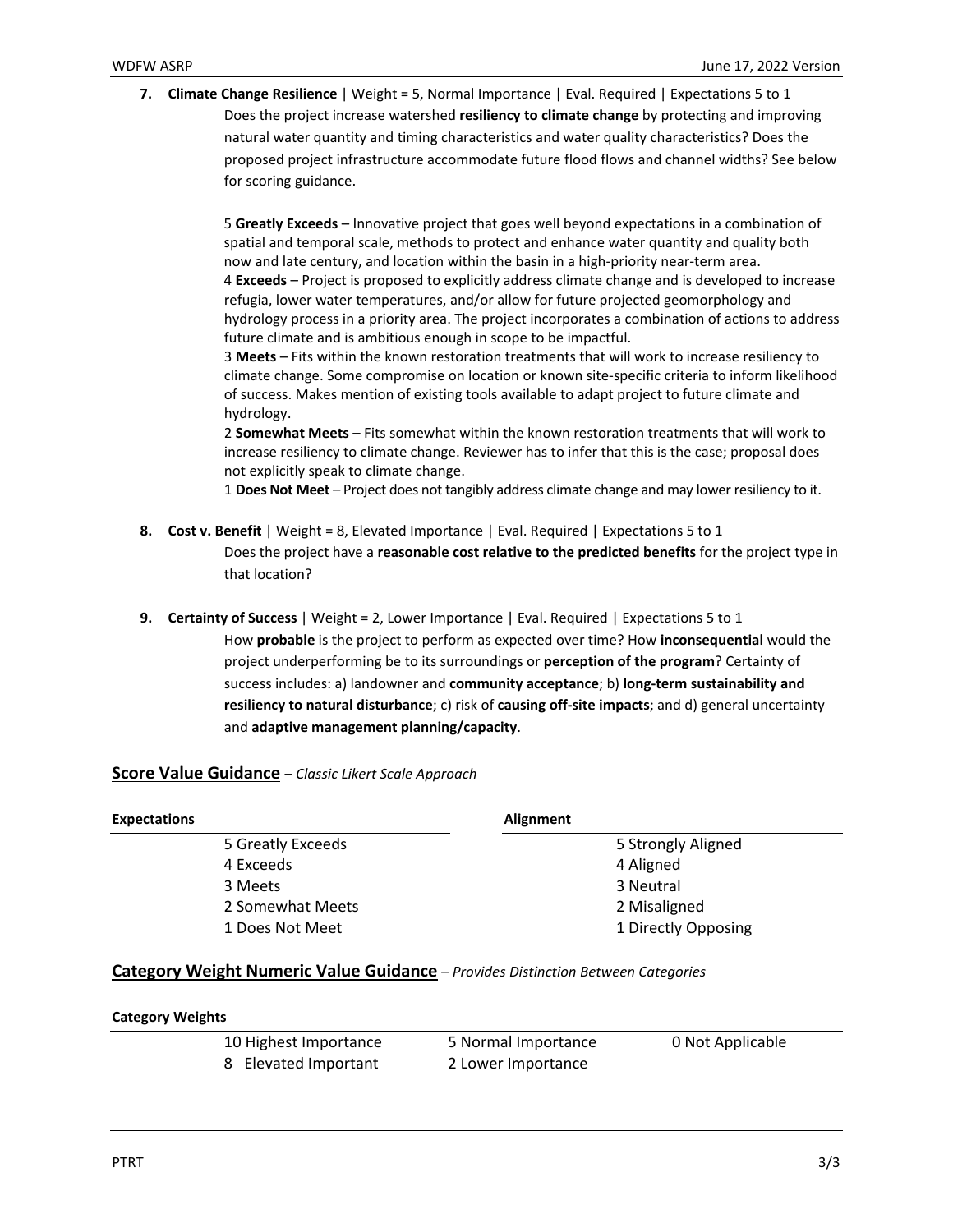7. **Climate Change Resilience** | Weight = 5, Normal Importance | Eval. Required | Expectations 5 to 1

   Does the project increase watershed **resiliency to climate change** by protecting and improving natural water quantity and timing characteristics and water quality characteristics? Does the proposed project infrastructure accommodate future flood flows and channel widths? See below for scoring guidance.

   5 **Greatly Exceeds** – Innovative project that goes well beyond expectations in a combination of spatial and temporal scale, methods to protect and enhance water quantity and quality both now and late century, and location within the basin in a high-priority near-term area.
   4 **Exceeds** – Project is proposed to explicitly address climate change and is developed to increase refugia, lower water temperatures, and/or allow for future projected geomorphology and hydrology process in a priority area. The project incorporates a combination of actions to address future climate and is ambitious enough in scope to be impactful.
   3 **Meets** – Fits within the known restoration treatments that will work to increase resiliency to climate change. Some compromise on location or known site-specific criteria to inform likelihood of success. Makes mention of existing tools available to adapt project to future climate and hydrology.
   2 **Somewhat Meets** – Fits somewhat within the known restoration treatments that will work to increase resiliency to climate change. Reviewer has to infer that this is the case; proposal does not explicitly speak to climate change.
   1 **Does Not Meet** – Project does not tangibly address climate change and may lower resiliency to it.

8. **Cost v. Benefit** | Weight = 8, Elevated Importance | Eval. Required | Expectations 5 to 1

   Does the project have a **reasonable cost relative to the predicted benefits** for the project type in that location?

9. **Certainty of Success** | Weight = 2, Lower Importance | Eval. Required | Expectations 5 to 1

   How **probable** is the project to perform as expected over time? How **inconsequential** would the project underperforming be to its surroundings or **perception of the program**? Certainty of success includes: a) landowner and **community acceptance**; b) **long-term sustainability and resiliency to natural disturbance**; c) risk of **causing off-site impacts**; and d) general uncertainty and **adaptive management planning/capacity**.

## Score Value Guidance – *Classic Likert Scale Approach*

| Expectations | Alignment |
|---|---|
| 5 Greatly Exceeds | 5 Strongly Aligned |
| 4 Exceeds | 4 Aligned |
| 3 Meets | 3 Neutral |
| 2 Somewhat Meets | 2 Misaligned |
| 1 Does Not Meet | 1 Directly Opposing |

## Category Weight Numeric Value Guidance – *Provides Distinction Between Categories*

**Category Weights**

| | | |
|---|---|---|
| 10 Highest Importance | 5 Normal Importance | 0 Not Applicable |
| 8 Elevated Important | 2 Lower Importance | |